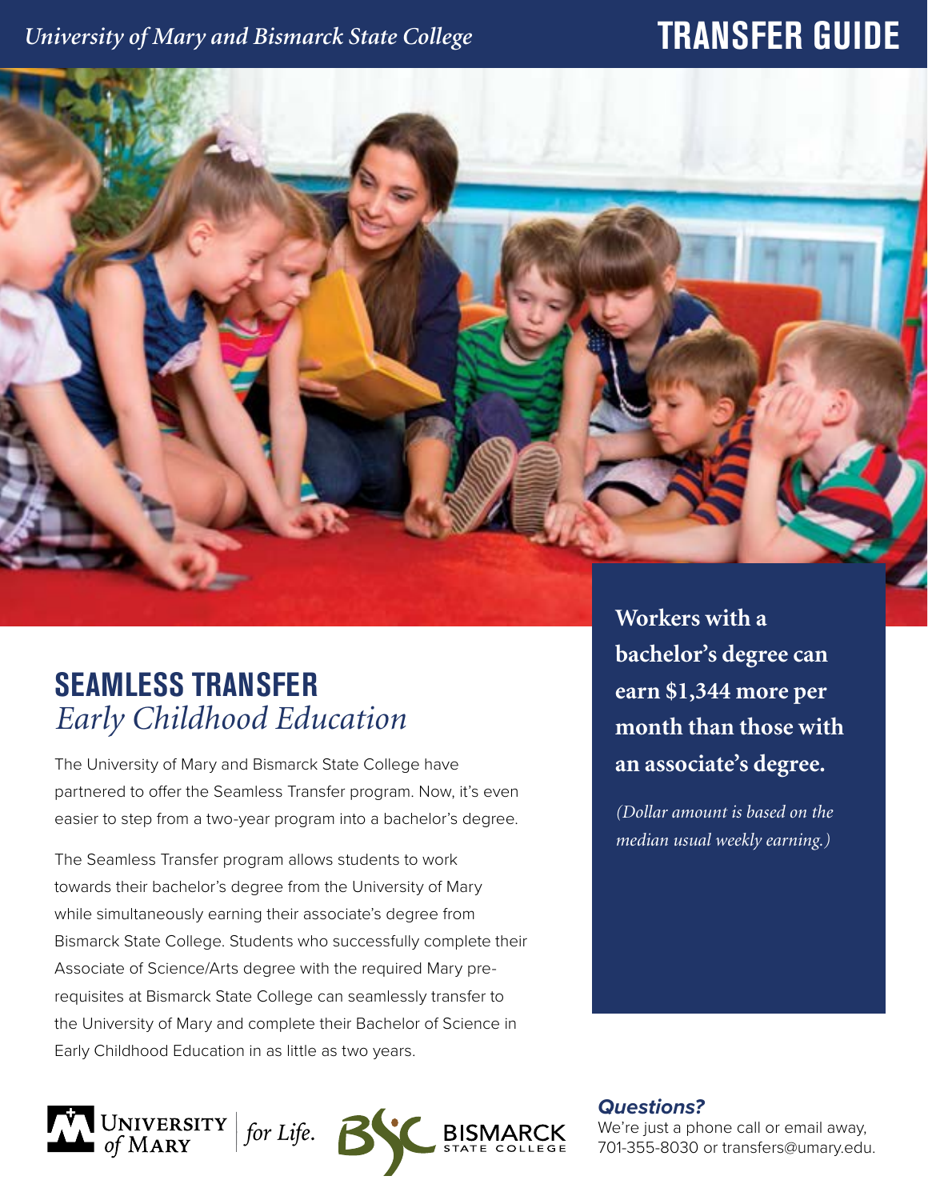*University of Mary and Bismarck State College*

# TRANSFER GUIDE

## SEAMLESS TRANSFER
*Early Childhood Education*

The University of Mary and Bismarck State College have partnered to offer the Seamless Transfer program. Now, it's even easier to step from a two-year program into a bachelor's degree.

The Seamless Transfer program allows students to work towards their bachelor's degree from the University of Mary while simultaneously earning their associate's degree from Bismarck State College. Students who successfully complete their Associate of Science/Arts degree with the required Mary pre-requisites at Bismarck State College can seamlessly transfer to the University of Mary and complete their Bachelor of Science in Early Childhood Education in as little as two years.

**Workers with a bachelor's degree can earn $1,344 more per month than those with an associate's degree.**

*(Dollar amount is based on the median usual weekly earning.)*

***Questions?***

We're just a phone call or email away, 701-355-8030 or transfers@umary.edu.

University of Mary | *for Life.*

Bismarck State College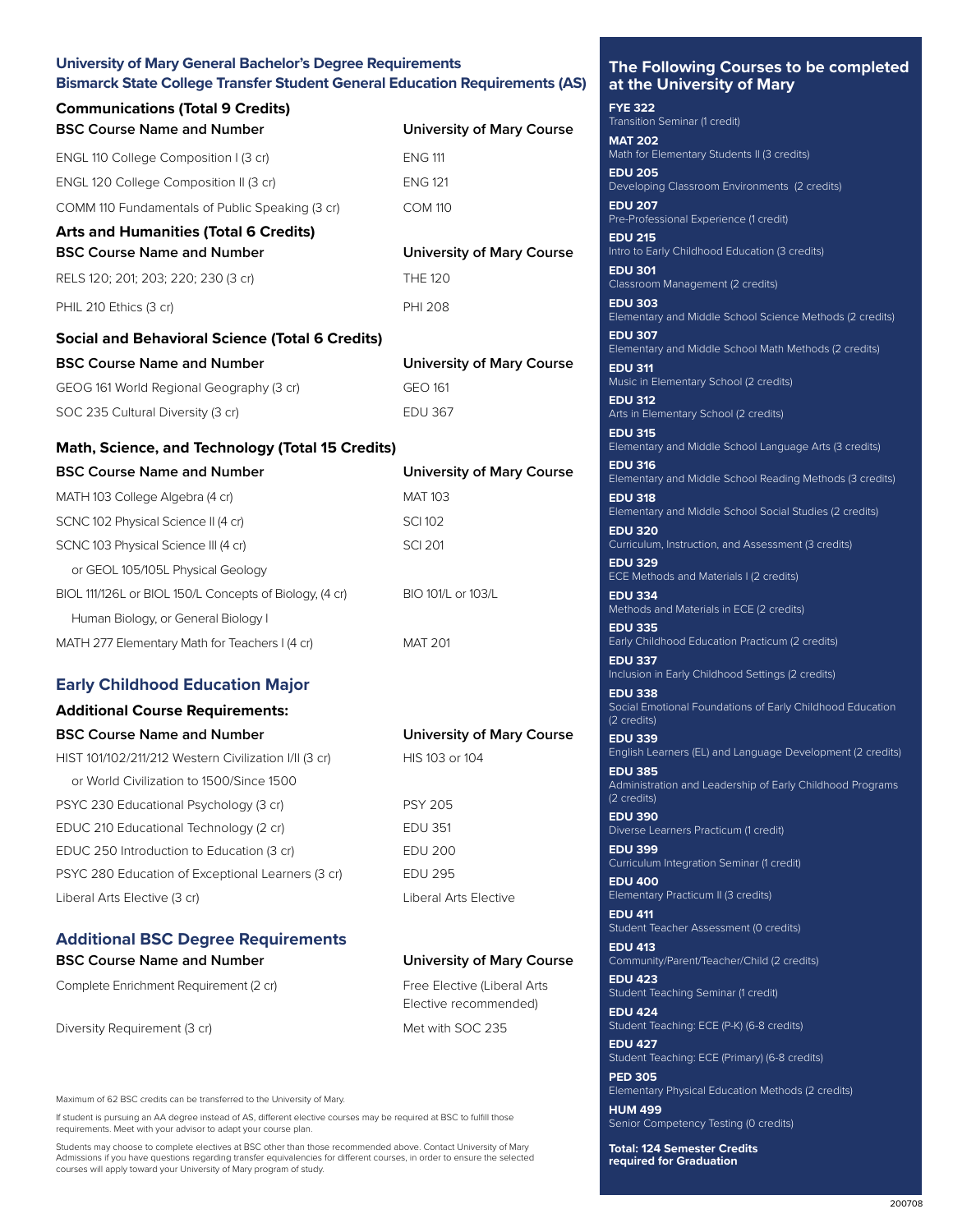## University of Mary General Bachelor's Degree Requirements
## Bismarck State College Transfer Student General Education Requirements (AS)

### Communications (Total 9 Credits)

| BSC Course Name and Number | University of Mary Course |
|---|---|
| ENGL 110 College Composition I (3 cr) | ENG 111 |
| ENGL 120 College Composition II (3 cr) | ENG 121 |
| COMM 110 Fundamentals of Public Speaking (3 cr) | COM 110 |

### Arts and Humanities (Total 6 Credits)

| BSC Course Name and Number | University of Mary Course |
|---|---|
| RELS 120; 201; 203; 220; 230 (3 cr) | THE 120 |
| PHIL 210 Ethics (3 cr) | PHI 208 |

### Social and Behavioral Science (Total 6 Credits)

| BSC Course Name and Number | University of Mary Course |
|---|---|
| GEOG 161 World Regional Geography (3 cr) | GEO 161 |
| SOC 235 Cultural Diversity (3 cr) | EDU 367 |

### Math, Science, and Technology (Total 15 Credits)

| BSC Course Name and Number | University of Mary Course |
|---|---|
| MATH 103 College Algebra (4 cr) | MAT 103 |
| SCNC 102 Physical Science II (4 cr) | SCI 102 |
| SCNC 103 Physical Science III (4 cr) or GEOL 105/105L Physical Geology | SCI 201 |
| BIOL 111/126L or BIOL 150/L Concepts of Biology, (4 cr) Human Biology, or General Biology I | BIO 101/L or 103/L |
| MATH 277 Elementary Math for Teachers I (4 cr) | MAT 201 |

## Early Childhood Education Major

### Additional Course Requirements:

| BSC Course Name and Number | University of Mary Course |
|---|---|
| HIST 101/102/211/212 Western Civilization I/II (3 cr) or World Civilization to 1500/Since 1500 | HIS 103 or 104 |
| PSYC 230 Educational Psychology (3 cr) | PSY 205 |
| EDUC 210 Educational Technology (2 cr) | EDU 351 |
| EDUC 250 Introduction to Education (3 cr) | EDU 200 |
| PSYC 280 Education of Exceptional Learners (3 cr) | EDU 295 |
| Liberal Arts Elective (3 cr) | Liberal Arts Elective |

## Additional BSC Degree Requirements

| BSC Course Name and Number | University of Mary Course |
|---|---|
| Complete Enrichment Requirement (2 cr) | Free Elective (Liberal Arts Elective recommended) |
| Diversity Requirement (3 cr) | Met with SOC 235 |

Maximum of 62 BSC credits can be transferred to the University of Mary.

If student is pursuing an AA degree instead of AS, different elective courses may be required at BSC to fulfill those requirements. Meet with your advisor to adapt your course plan.

Students may choose to complete electives at BSC other than those recommended above. Contact University of Mary Admissions if you have questions regarding transfer equivalencies for different courses, in order to ensure the selected courses will apply toward your University of Mary program of study.

## The Following Courses to be completed at the University of Mary

**FYE 322**
Transition Seminar (1 credit)

**MAT 202**
Math for Elementary Students II (3 credits)

**EDU 205**
Developing Classroom Environments (2 credits)

**EDU 207**
Pre-Professional Experience (1 credit)

**EDU 215**
Intro to Early Childhood Education (3 credits)

**EDU 301**
Classroom Management (2 credits)

**EDU 303**
Elementary and Middle School Science Methods (2 credits)

**EDU 307**
Elementary and Middle School Math Methods (2 credits)

**EDU 311**
Music in Elementary School (2 credits)

**EDU 312**
Arts in Elementary School (2 credits)

**EDU 315**
Elementary and Middle School Language Arts (3 credits)

**EDU 316**
Elementary and Middle School Reading Methods (3 credits)

**EDU 318**
Elementary and Middle School Social Studies (2 credits)

**EDU 320**
Curriculum, Instruction, and Assessment (3 credits)

**EDU 329**
ECE Methods and Materials I (2 credits)

**EDU 334**
Methods and Materials in ECE (2 credits)

**EDU 335**
Early Childhood Education Practicum (2 credits)

**EDU 337**
Inclusion in Early Childhood Settings (2 credits)

**EDU 338**
Social Emotional Foundations of Early Childhood Education (2 credits)

**EDU 339**
English Learners (EL) and Language Development (2 credits)

**EDU 385**
Administration and Leadership of Early Childhood Programs (2 credits)

**EDU 390**
Diverse Learners Practicum (1 credit)

**EDU 399**
Curriculum Integration Seminar (1 credit)

**EDU 400**
Elementary Practicum II (3 credits)

**EDU 411**
Student Teacher Assessment (0 credits)

**EDU 413**
Community/Parent/Teacher/Child (2 credits)

**EDU 423**
Student Teaching Seminar (1 credit)

**EDU 424**
Student Teaching: ECE (P-K) (6-8 credits)

**EDU 427**
Student Teaching: ECE (Primary) (6-8 credits)

**PED 305**
Elementary Physical Education Methods (2 credits)

**HUM 499**
Senior Competency Testing (0 credits)

**Total: 124 Semester Credits required for Graduation**

200708